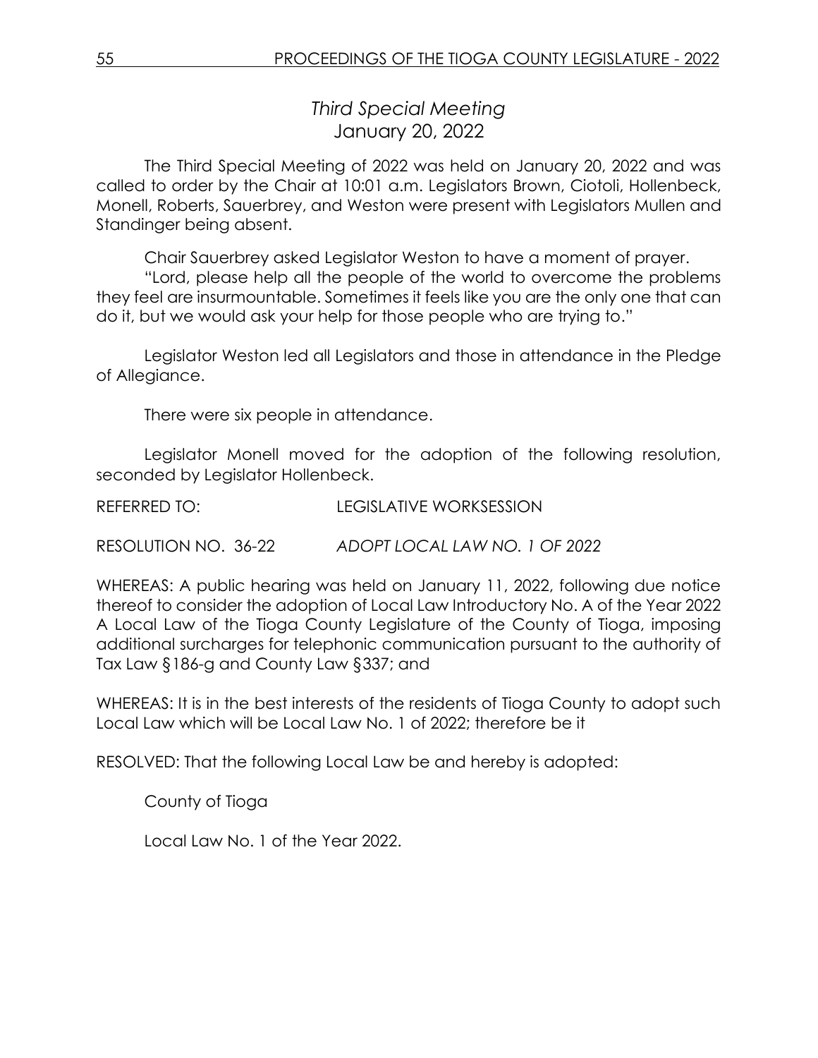# *Third Special Meeting*
## January 20, 2022

The Third Special Meeting of 2022 was held on January 20, 2022 and was called to order by the Chair at 10:01 a.m. Legislators Brown, Ciotoli, Hollenbeck, Monell, Roberts, Sauerbrey, and Weston were present with Legislators Mullen and Standinger being absent.

Chair Sauerbrey asked Legislator Weston to have a moment of prayer.

"Lord, please help all the people of the world to overcome the problems they feel are insurmountable. Sometimes it feels like you are the only one that can do it, but we would ask your help for those people who are trying to."

Legislator Weston led all Legislators and those in attendance in the Pledge of Allegiance.

There were six people in attendance.

Legislator Monell moved for the adoption of the following resolution, seconded by Legislator Hollenbeck.

REFERRED TO: LEGISLATIVE WORKSESSION

RESOLUTION NO. 36-22 *ADOPT LOCAL LAW NO. 1 OF 2022*

WHEREAS: A public hearing was held on January 11, 2022, following due notice thereof to consider the adoption of Local Law Introductory No. A of the Year 2022 A Local Law of the Tioga County Legislature of the County of Tioga, imposing additional surcharges for telephonic communication pursuant to the authority of Tax Law §186-g and County Law §337; and

WHEREAS: It is in the best interests of the residents of Tioga County to adopt such Local Law which will be Local Law No. 1 of 2022; therefore be it

RESOLVED: That the following Local Law be and hereby is adopted:

County of Tioga

Local Law No. 1 of the Year 2022.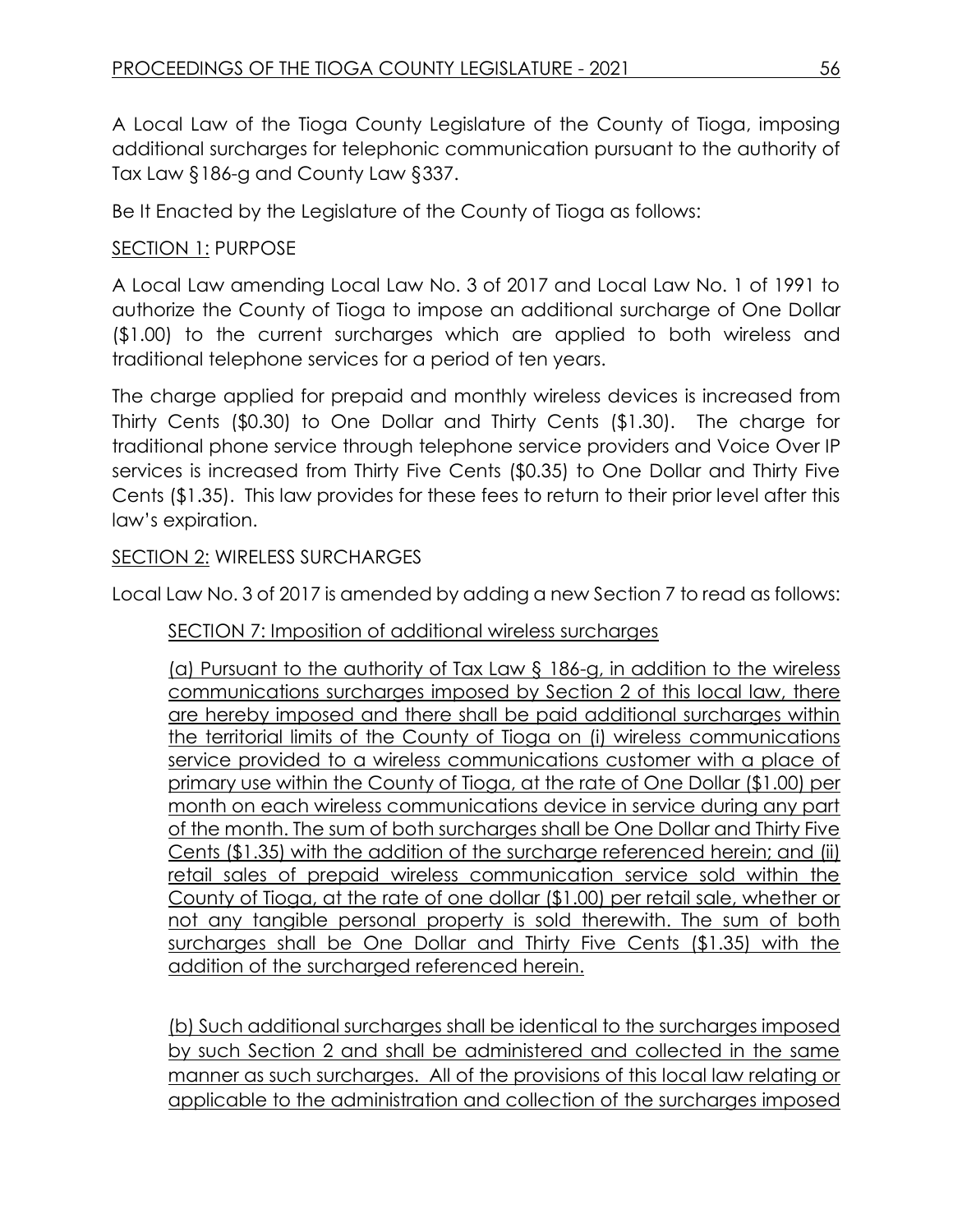A Local Law of the Tioga County Legislature of the County of Tioga, imposing additional surcharges for telephonic communication pursuant to the authority of Tax Law §186-g and County Law §337.

Be It Enacted by the Legislature of the County of Tioga as follows:

<u>SECTION 1:</u> PURPOSE

A Local Law amending Local Law No. 3 of 2017 and Local Law No. 1 of 1991 to authorize the County of Tioga to impose an additional surcharge of One Dollar ($1.00) to the current surcharges which are applied to both wireless and traditional telephone services for a period of ten years.

The charge applied for prepaid and monthly wireless devices is increased from Thirty Cents ($0.30) to One Dollar and Thirty Cents ($1.30). The charge for traditional phone service through telephone service providers and Voice Over IP services is increased from Thirty Five Cents ($0.35) to One Dollar and Thirty Five Cents ($1.35). This law provides for these fees to return to their prior level after this law's expiration.

<u>SECTION 2:</u> WIRELESS SURCHARGES

Local Law No. 3 of 2017 is amended by adding a new Section 7 to read as follows:

<u>SECTION 7: Imposition of additional wireless surcharges</u>

<u>(a) Pursuant to the authority of Tax Law § 186-g, in addition to the wireless communications surcharges imposed by Section 2 of this local law, there are hereby imposed and there shall be paid additional surcharges within the territorial limits of the County of Tioga on (i) wireless communications service provided to a wireless communications customer with a place of primary use within the County of Tioga, at the rate of One Dollar ($1.00) per month on each wireless communications device in service during any part of the month. The sum of both surcharges shall be One Dollar and Thirty Five Cents ($1.35) with the addition of the surcharge referenced herein; and (ii) retail sales of prepaid wireless communication service sold within the County of Tioga, at the rate of one dollar ($1.00) per retail sale, whether or not any tangible personal property is sold therewith. The sum of both surcharges shall be One Dollar and Thirty Five Cents ($1.35) with the addition of the surcharged referenced herein.</u>

<u>(b) Such additional surcharges shall be identical to the surcharges imposed by such Section 2 and shall be administered and collected in the same manner as such surcharges. All of the provisions of this local law relating or applicable to the administration and collection of the surcharges imposed</u>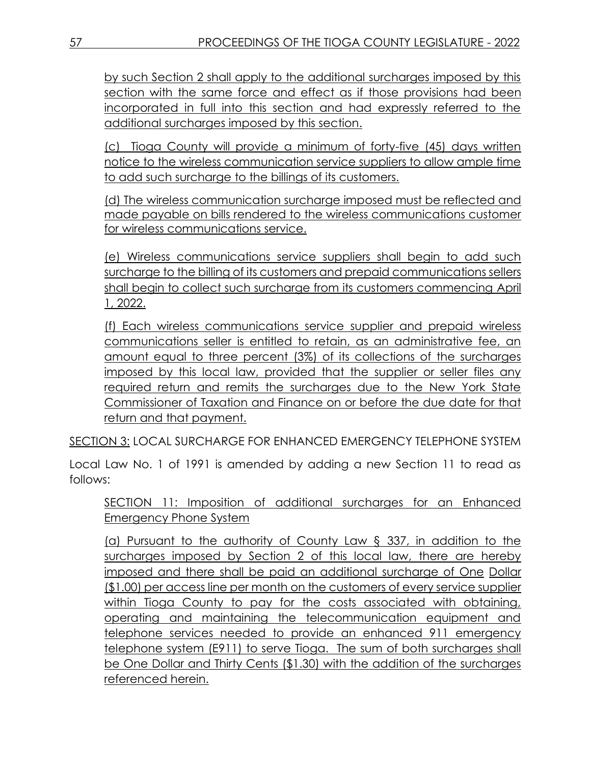by such Section 2 shall apply to the additional surcharges imposed by this section with the same force and effect as if those provisions had been incorporated in full into this section and had expressly referred to the additional surcharges imposed by this section.

(c) Tioga County will provide a minimum of forty-five (45) days written notice to the wireless communication service suppliers to allow ample time to add such surcharge to the billings of its customers.

(d) The wireless communication surcharge imposed must be reflected and made payable on bills rendered to the wireless communications customer for wireless communications service.

(e) Wireless communications service suppliers shall begin to add such surcharge to the billing of its customers and prepaid communications sellers shall begin to collect such surcharge from its customers commencing April 1, 2022.

(f) Each wireless communications service supplier and prepaid wireless communications seller is entitled to retain, as an administrative fee, an amount equal to three percent (3%) of its collections of the surcharges imposed by this local law, provided that the supplier or seller files any required return and remits the surcharges due to the New York State Commissioner of Taxation and Finance on or before the due date for that return and that payment.

SECTION 3: LOCAL SURCHARGE FOR ENHANCED EMERGENCY TELEPHONE SYSTEM

Local Law No. 1 of 1991 is amended by adding a new Section 11 to read as follows:

SECTION 11: Imposition of additional surcharges for an Enhanced Emergency Phone System

(a) Pursuant to the authority of County Law § 337, in addition to the surcharges imposed by Section 2 of this local law, there are hereby imposed and there shall be paid an additional surcharge of One Dollar ($1.00) per access line per month on the customers of every service supplier within Tioga County to pay for the costs associated with obtaining, operating and maintaining the telecommunication equipment and telephone services needed to provide an enhanced 911 emergency telephone system (E911) to serve Tioga. The sum of both surcharges shall be One Dollar and Thirty Cents ($1.30) with the addition of the surcharges referenced herein.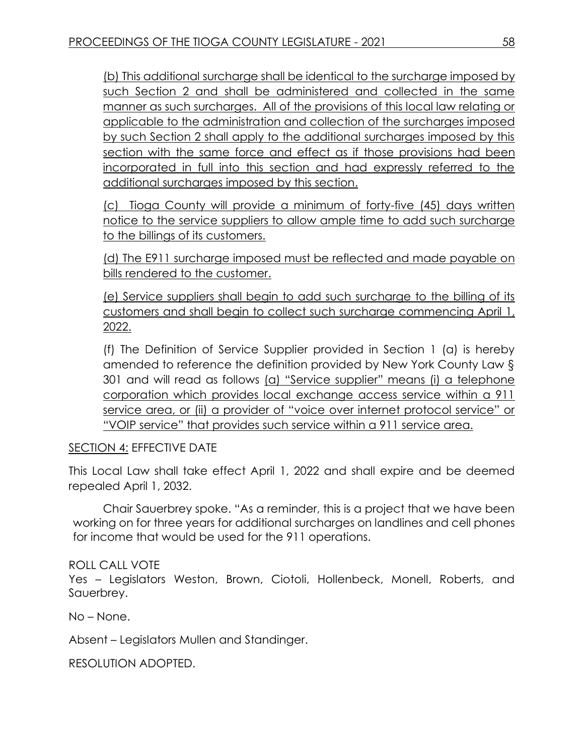(b) This additional surcharge shall be identical to the surcharge imposed by such Section 2 and shall be administered and collected in the same manner as such surcharges. All of the provisions of this local law relating or applicable to the administration and collection of the surcharges imposed by such Section 2 shall apply to the additional surcharges imposed by this section with the same force and effect as if those provisions had been incorporated in full into this section and had expressly referred to the additional surcharges imposed by this section.

(c) Tioga County will provide a minimum of forty-five (45) days written notice to the service suppliers to allow ample time to add such surcharge to the billings of its customers.

(d) The E911 surcharge imposed must be reflected and made payable on bills rendered to the customer.

(e) Service suppliers shall begin to add such surcharge to the billing of its customers and shall begin to collect such surcharge commencing April 1, 2022.

(f) The Definition of Service Supplier provided in Section 1 (a) is hereby amended to reference the definition provided by New York County Law § 301 and will read as follows (a) "Service supplier" means (i) a telephone corporation which provides local exchange access service within a 911 service area, or (ii) a provider of "voice over internet protocol service" or "VOIP service" that provides such service within a 911 service area.

SECTION 4: EFFECTIVE DATE

This Local Law shall take effect April 1, 2022 and shall expire and be deemed repealed April 1, 2032.

Chair Sauerbrey spoke. "As a reminder, this is a project that we have been working on for three years for additional surcharges on landlines and cell phones for income that would be used for the 911 operations.

ROLL CALL VOTE
Yes – Legislators Weston, Brown, Ciotoli, Hollenbeck, Monell, Roberts, and Sauerbrey.

No – None.

Absent – Legislators Mullen and Standinger.

RESOLUTION ADOPTED.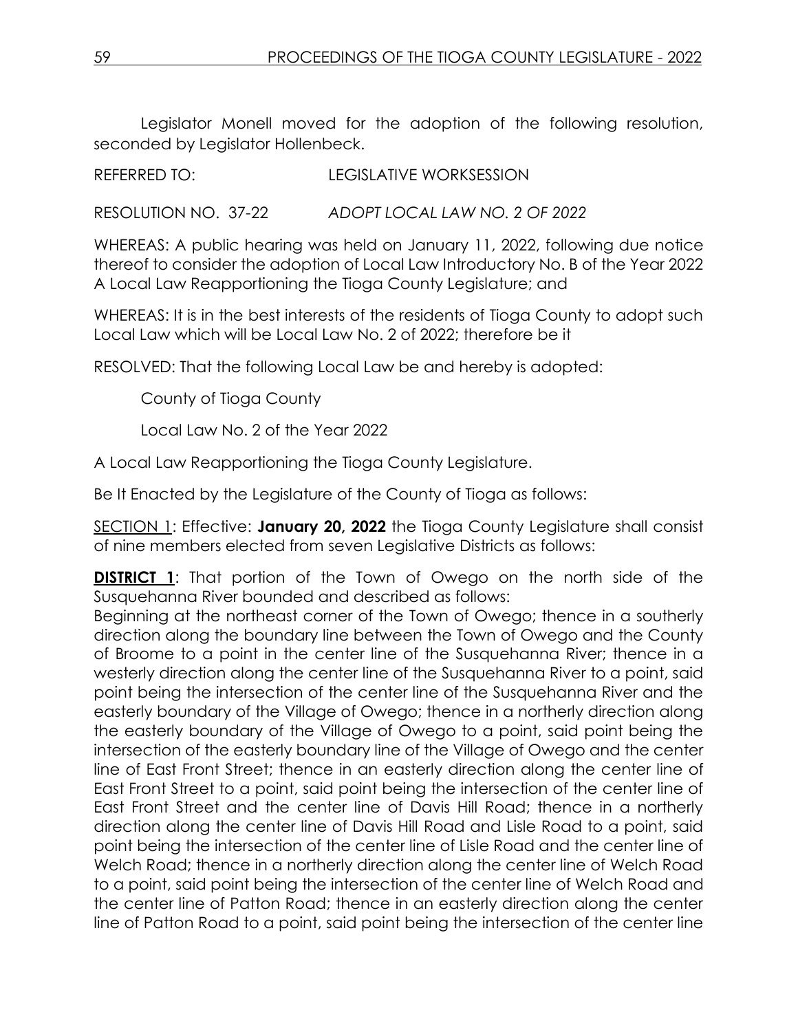Legislator Monell moved for the adoption of the following resolution, seconded by Legislator Hollenbeck.

REFERRED TO: LEGISLATIVE WORKSESSION

RESOLUTION NO. 37-22 *ADOPT LOCAL LAW NO. 2 OF 2022*

WHEREAS: A public hearing was held on January 11, 2022, following due notice thereof to consider the adoption of Local Law Introductory No. B of the Year 2022 A Local Law Reapportioning the Tioga County Legislature; and

WHEREAS: It is in the best interests of the residents of Tioga County to adopt such Local Law which will be Local Law No. 2 of 2022; therefore be it

RESOLVED: That the following Local Law be and hereby is adopted:

County of Tioga County

Local Law No. 2 of the Year 2022

A Local Law Reapportioning the Tioga County Legislature.

Be It Enacted by the Legislature of the County of Tioga as follows:

SECTION 1: Effective: **January 20, 2022** the Tioga County Legislature shall consist of nine members elected from seven Legislative Districts as follows:

**DISTRICT 1**: That portion of the Town of Owego on the north side of the Susquehanna River bounded and described as follows:
Beginning at the northeast corner of the Town of Owego; thence in a southerly direction along the boundary line between the Town of Owego and the County of Broome to a point in the center line of the Susquehanna River; thence in a westerly direction along the center line of the Susquehanna River to a point, said point being the intersection of the center line of the Susquehanna River and the easterly boundary of the Village of Owego; thence in a northerly direction along the easterly boundary of the Village of Owego to a point, said point being the intersection of the easterly boundary line of the Village of Owego and the center line of East Front Street; thence in an easterly direction along the center line of East Front Street to a point, said point being the intersection of the center line of East Front Street and the center line of Davis Hill Road; thence in a northerly direction along the center line of Davis Hill Road and Lisle Road to a point, said point being the intersection of the center line of Lisle Road and the center line of Welch Road; thence in a northerly direction along the center line of Welch Road to a point, said point being the intersection of the center line of Welch Road and the center line of Patton Road; thence in an easterly direction along the center line of Patton Road to a point, said point being the intersection of the center line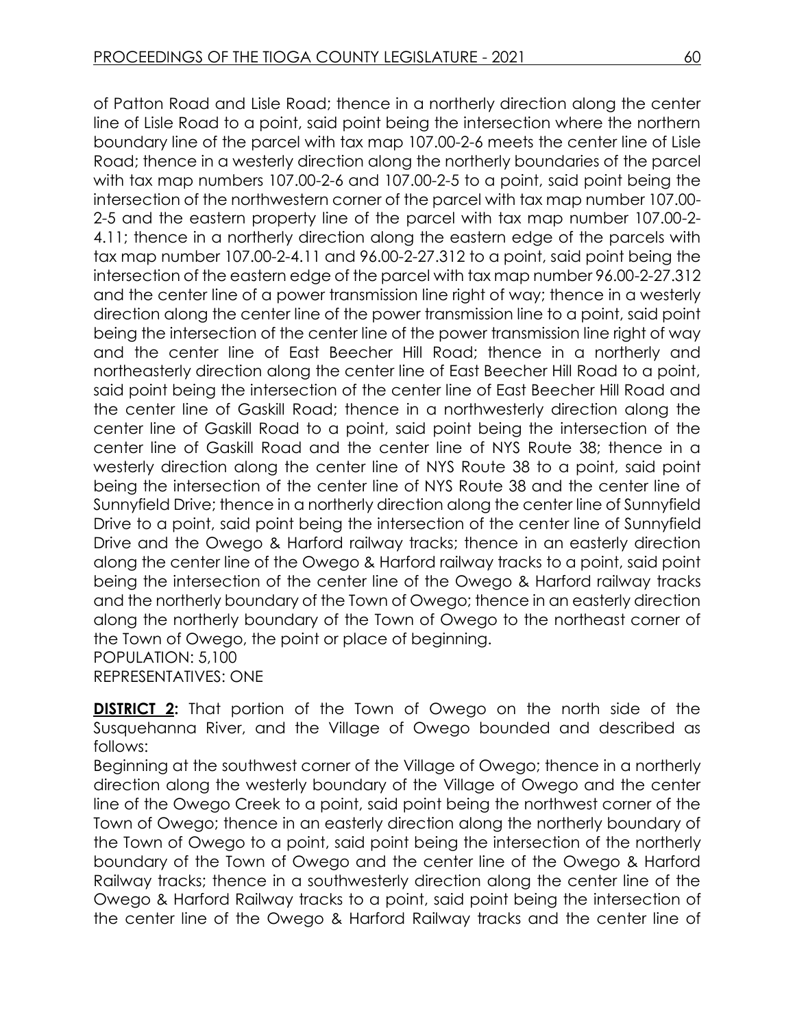of Patton Road and Lisle Road; thence in a northerly direction along the center line of Lisle Road to a point, said point being the intersection where the northern boundary line of the parcel with tax map 107.00-2-6 meets the center line of Lisle Road; thence in a westerly direction along the northerly boundaries of the parcel with tax map numbers 107.00-2-6 and 107.00-2-5 to a point, said point being the intersection of the northwestern corner of the parcel with tax map number 107.00-2-5 and the eastern property line of the parcel with tax map number 107.00-2-4.11; thence in a northerly direction along the eastern edge of the parcels with tax map number 107.00-2-4.11 and 96.00-2-27.312 to a point, said point being the intersection of the eastern edge of the parcel with tax map number 96.00-2-27.312 and the center line of a power transmission line right of way; thence in a westerly direction along the center line of the power transmission line to a point, said point being the intersection of the center line of the power transmission line right of way and the center line of East Beecher Hill Road; thence in a northerly and northeasterly direction along the center line of East Beecher Hill Road to a point, said point being the intersection of the center line of East Beecher Hill Road and the center line of Gaskill Road; thence in a northwesterly direction along the center line of Gaskill Road to a point, said point being the intersection of the center line of Gaskill Road and the center line of NYS Route 38; thence in a westerly direction along the center line of NYS Route 38 to a point, said point being the intersection of the center line of NYS Route 38 and the center line of Sunnyfield Drive; thence in a northerly direction along the center line of Sunnyfield Drive to a point, said point being the intersection of the center line of Sunnyfield Drive and the Owego & Harford railway tracks; thence in an easterly direction along the center line of the Owego & Harford railway tracks to a point, said point being the intersection of the center line of the Owego & Harford railway tracks and the northerly boundary of the Town of Owego; thence in an easterly direction along the northerly boundary of the Town of Owego to the northeast corner of the Town of Owego, the point or place of beginning.
POPULATION: 5,100
REPRESENTATIVES: ONE

**DISTRICT 2:** That portion of the Town of Owego on the north side of the Susquehanna River, and the Village of Owego bounded and described as follows:
Beginning at the southwest corner of the Village of Owego; thence in a northerly direction along the westerly boundary of the Village of Owego and the center line of the Owego Creek to a point, said point being the northwest corner of the Town of Owego; thence in an easterly direction along the northerly boundary of the Town of Owego to a point, said point being the intersection of the northerly boundary of the Town of Owego and the center line of the Owego & Harford Railway tracks; thence in a southwesterly direction along the center line of the Owego & Harford Railway tracks to a point, said point being the intersection of the center line of the Owego & Harford Railway tracks and the center line of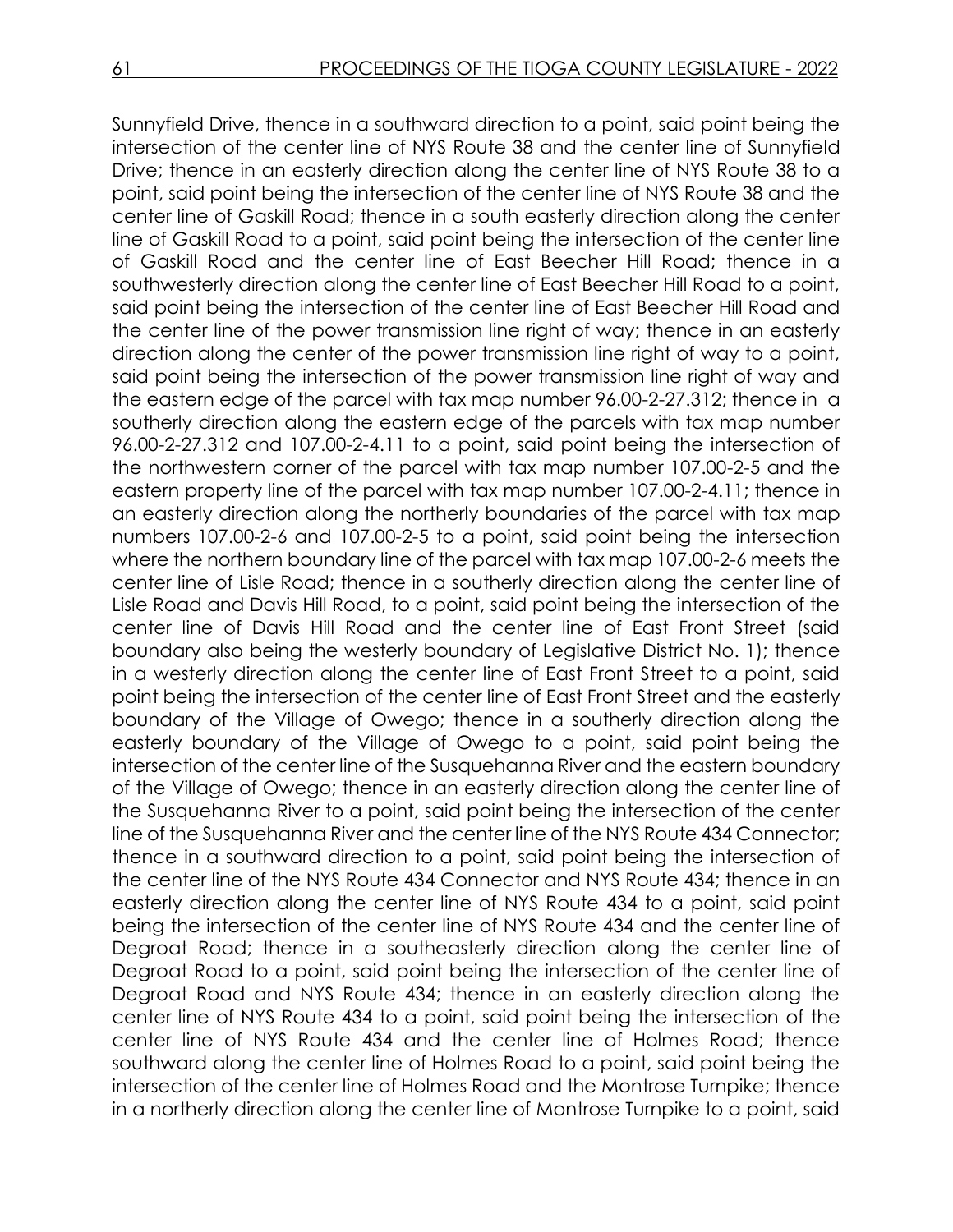Sunnyfield Drive, thence in a southward direction to a point, said point being the intersection of the center line of NYS Route 38 and the center line of Sunnyfield Drive; thence in an easterly direction along the center line of NYS Route 38 to a point, said point being the intersection of the center line of NYS Route 38 and the center line of Gaskill Road; thence in a south easterly direction along the center line of Gaskill Road to a point, said point being the intersection of the center line of Gaskill Road and the center line of East Beecher Hill Road; thence in a southwesterly direction along the center line of East Beecher Hill Road to a point, said point being the intersection of the center line of East Beecher Hill Road and the center line of the power transmission line right of way; thence in an easterly direction along the center of the power transmission line right of way to a point, said point being the intersection of the power transmission line right of way and the eastern edge of the parcel with tax map number 96.00-2-27.312; thence in a southerly direction along the eastern edge of the parcels with tax map number 96.00-2-27.312 and 107.00-2-4.11 to a point, said point being the intersection of the northwestern corner of the parcel with tax map number 107.00-2-5 and the eastern property line of the parcel with tax map number 107.00-2-4.11; thence in an easterly direction along the northerly boundaries of the parcel with tax map numbers 107.00-2-6 and 107.00-2-5 to a point, said point being the intersection where the northern boundary line of the parcel with tax map 107.00-2-6 meets the center line of Lisle Road; thence in a southerly direction along the center line of Lisle Road and Davis Hill Road, to a point, said point being the intersection of the center line of Davis Hill Road and the center line of East Front Street (said boundary also being the westerly boundary of Legislative District No. 1); thence in a westerly direction along the center line of East Front Street to a point, said point being the intersection of the center line of East Front Street and the easterly boundary of the Village of Owego; thence in a southerly direction along the easterly boundary of the Village of Owego to a point, said point being the intersection of the center line of the Susquehanna River and the eastern boundary of the Village of Owego; thence in an easterly direction along the center line of the Susquehanna River to a point, said point being the intersection of the center line of the Susquehanna River and the center line of the NYS Route 434 Connector; thence in a southward direction to a point, said point being the intersection of the center line of the NYS Route 434 Connector and NYS Route 434; thence in an easterly direction along the center line of NYS Route 434 to a point, said point being the intersection of the center line of NYS Route 434 and the center line of Degroat Road; thence in a southeasterly direction along the center line of Degroat Road to a point, said point being the intersection of the center line of Degroat Road and NYS Route 434; thence in an easterly direction along the center line of NYS Route 434 to a point, said point being the intersection of the center line of NYS Route 434 and the center line of Holmes Road; thence southward along the center line of Holmes Road to a point, said point being the intersection of the center line of Holmes Road and the Montrose Turnpike; thence in a northerly direction along the center line of Montrose Turnpike to a point, said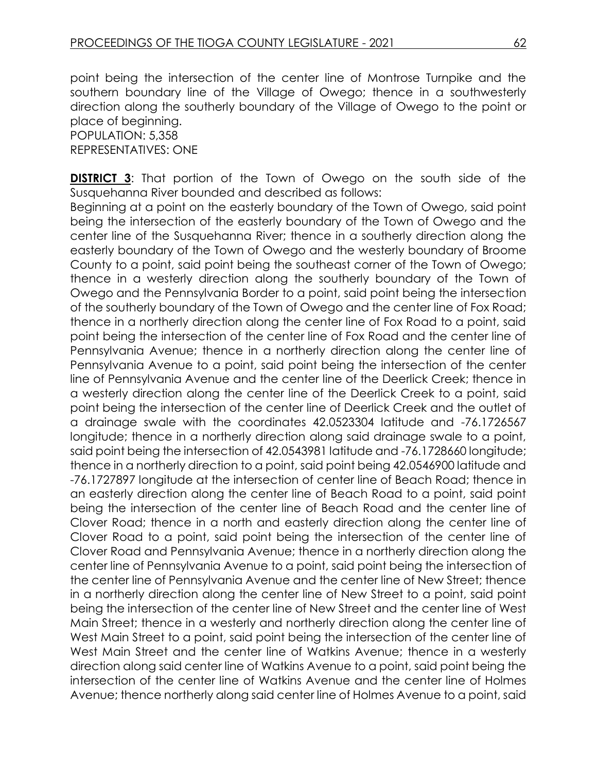point being the intersection of the center line of Montrose Turnpike and the southern boundary line of the Village of Owego; thence in a southwesterly direction along the southerly boundary of the Village of Owego to the point or place of beginning.
POPULATION: 5,358
REPRESENTATIVES: ONE

**DISTRICT 3**: That portion of the Town of Owego on the south side of the Susquehanna River bounded and described as follows:
Beginning at a point on the easterly boundary of the Town of Owego, said point being the intersection of the easterly boundary of the Town of Owego and the center line of the Susquehanna River; thence in a southerly direction along the easterly boundary of the Town of Owego and the westerly boundary of Broome County to a point, said point being the southeast corner of the Town of Owego; thence in a westerly direction along the southerly boundary of the Town of Owego and the Pennsylvania Border to a point, said point being the intersection of the southerly boundary of the Town of Owego and the center line of Fox Road; thence in a northerly direction along the center line of Fox Road to a point, said point being the intersection of the center line of Fox Road and the center line of Pennsylvania Avenue; thence in a northerly direction along the center line of Pennsylvania Avenue to a point, said point being the intersection of the center line of Pennsylvania Avenue and the center line of the Deerlick Creek; thence in a westerly direction along the center line of the Deerlick Creek to a point, said point being the intersection of the center line of Deerlick Creek and the outlet of a drainage swale with the coordinates 42.0523304 latitude and -76.1726567 longitude; thence in a northerly direction along said drainage swale to a point, said point being the intersection of 42.0543981 latitude and -76.1728660 longitude; thence in a northerly direction to a point, said point being 42.0546900 latitude and -76.1727897 longitude at the intersection of center line of Beach Road; thence in an easterly direction along the center line of Beach Road to a point, said point being the intersection of the center line of Beach Road and the center line of Clover Road; thence in a north and easterly direction along the center line of Clover Road to a point, said point being the intersection of the center line of Clover Road and Pennsylvania Avenue; thence in a northerly direction along the center line of Pennsylvania Avenue to a point, said point being the intersection of the center line of Pennsylvania Avenue and the center line of New Street; thence in a northerly direction along the center line of New Street to a point, said point being the intersection of the center line of New Street and the center line of West Main Street; thence in a westerly and northerly direction along the center line of West Main Street to a point, said point being the intersection of the center line of West Main Street and the center line of Watkins Avenue; thence in a westerly direction along said center line of Watkins Avenue to a point, said point being the intersection of the center line of Watkins Avenue and the center line of Holmes Avenue; thence northerly along said center line of Holmes Avenue to a point, said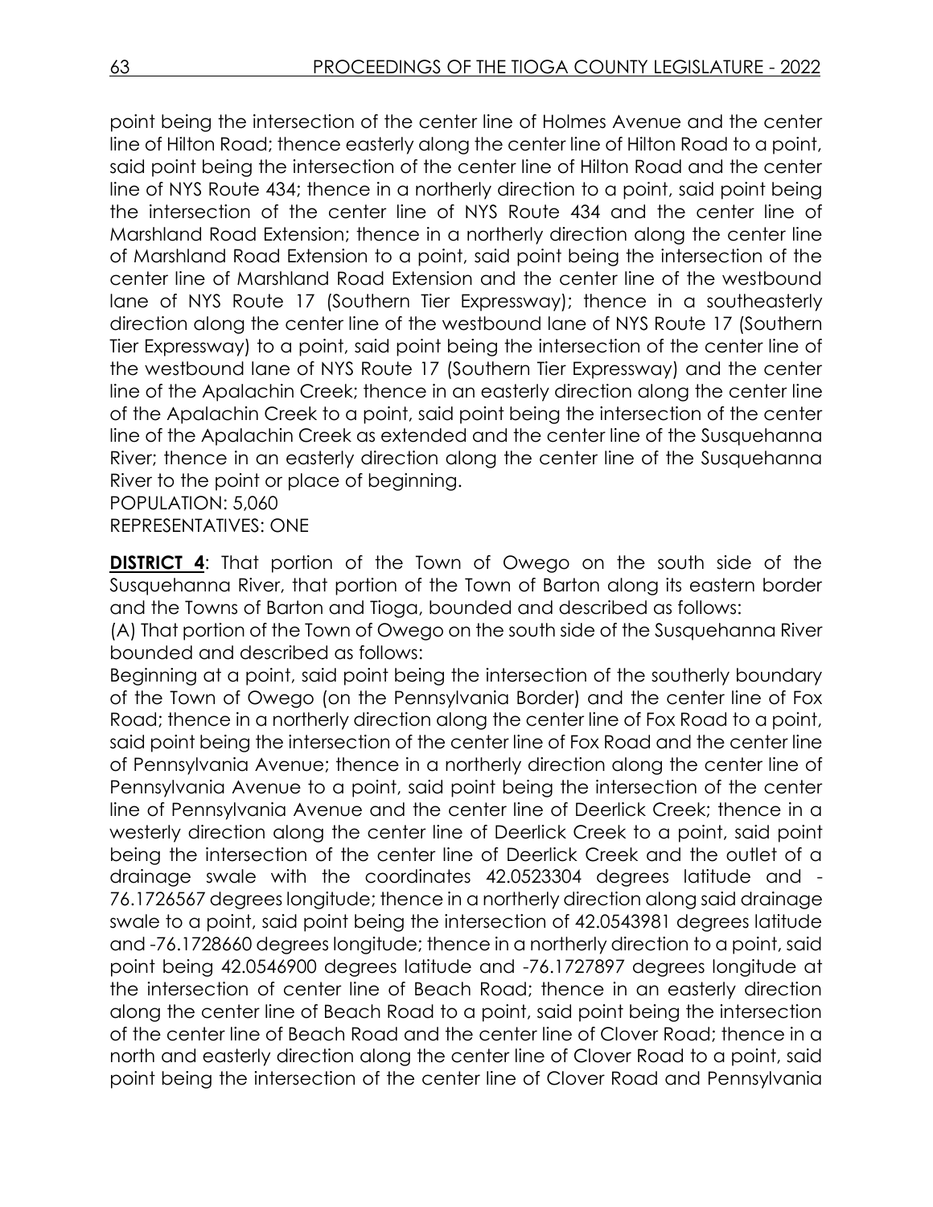point being the intersection of the center line of Holmes Avenue and the center line of Hilton Road; thence easterly along the center line of Hilton Road to a point, said point being the intersection of the center line of Hilton Road and the center line of NYS Route 434; thence in a northerly direction to a point, said point being the intersection of the center line of NYS Route 434 and the center line of Marshland Road Extension; thence in a northerly direction along the center line of Marshland Road Extension to a point, said point being the intersection of the center line of Marshland Road Extension and the center line of the westbound lane of NYS Route 17 (Southern Tier Expressway); thence in a southeasterly direction along the center line of the westbound lane of NYS Route 17 (Southern Tier Expressway) to a point, said point being the intersection of the center line of the westbound lane of NYS Route 17 (Southern Tier Expressway) and the center line of the Apalachin Creek; thence in an easterly direction along the center line of the Apalachin Creek to a point, said point being the intersection of the center line of the Apalachin Creek as extended and the center line of the Susquehanna River; thence in an easterly direction along the center line of the Susquehanna River to the point or place of beginning.
POPULATION: 5,060
REPRESENTATIVES: ONE

**DISTRICT 4**: That portion of the Town of Owego on the south side of the Susquehanna River, that portion of the Town of Barton along its eastern border and the Towns of Barton and Tioga, bounded and described as follows:

(A) That portion of the Town of Owego on the south side of the Susquehanna River bounded and described as follows:

Beginning at a point, said point being the intersection of the southerly boundary of the Town of Owego (on the Pennsylvania Border) and the center line of Fox Road; thence in a northerly direction along the center line of Fox Road to a point, said point being the intersection of the center line of Fox Road and the center line of Pennsylvania Avenue; thence in a northerly direction along the center line of Pennsylvania Avenue to a point, said point being the intersection of the center line of Pennsylvania Avenue and the center line of Deerlick Creek; thence in a westerly direction along the center line of Deerlick Creek to a point, said point being the intersection of the center line of Deerlick Creek and the outlet of a drainage swale with the coordinates 42.0523304 degrees latitude and -76.1726567 degrees longitude; thence in a northerly direction along said drainage swale to a point, said point being the intersection of 42.0543981 degrees latitude and -76.1728660 degrees longitude; thence in a northerly direction to a point, said point being 42.0546900 degrees latitude and -76.1727897 degrees longitude at the intersection of center line of Beach Road; thence in an easterly direction along the center line of Beach Road to a point, said point being the intersection of the center line of Beach Road and the center line of Clover Road; thence in a north and easterly direction along the center line of Clover Road to a point, said point being the intersection of the center line of Clover Road and Pennsylvania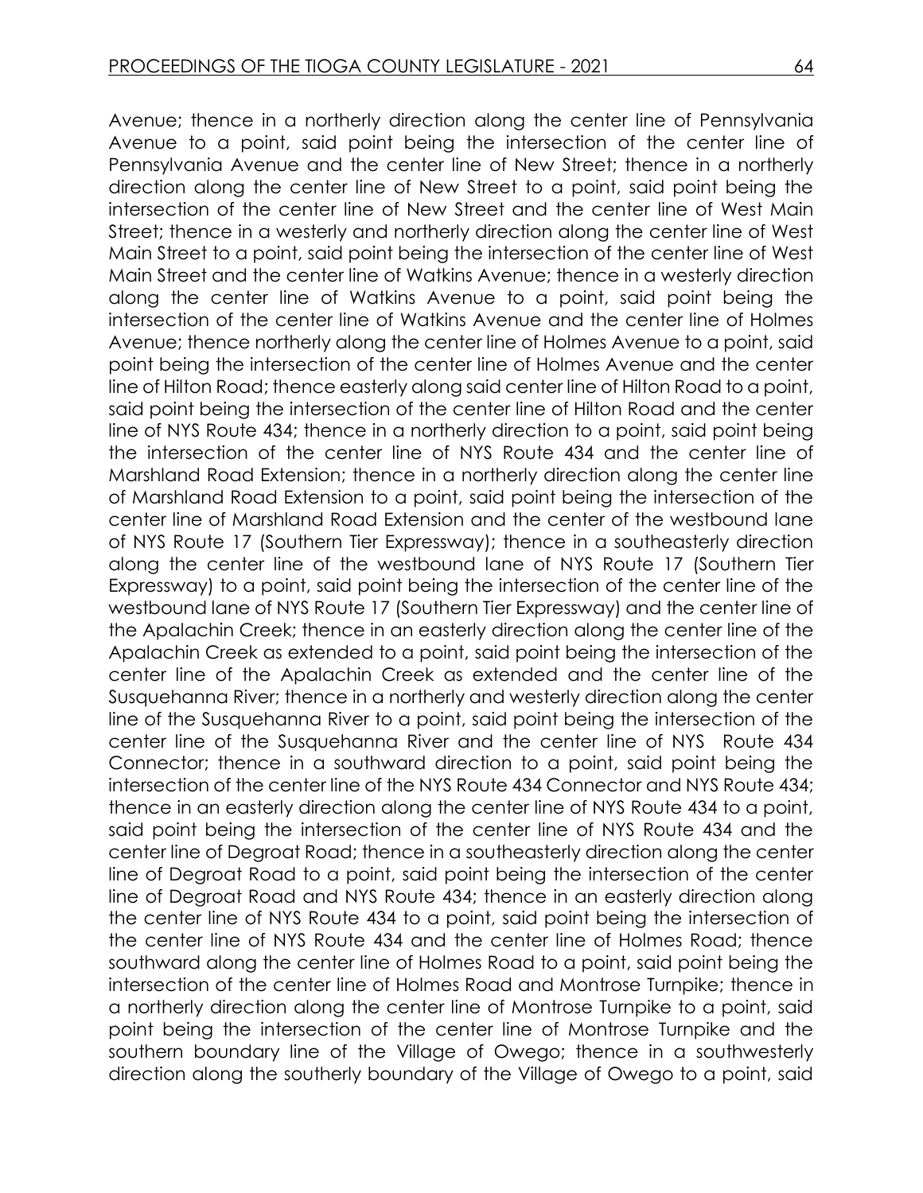Avenue; thence in a northerly direction along the center line of Pennsylvania Avenue to a point, said point being the intersection of the center line of Pennsylvania Avenue and the center line of New Street; thence in a northerly direction along the center line of New Street to a point, said point being the intersection of the center line of New Street and the center line of West Main Street; thence in a westerly and northerly direction along the center line of West Main Street to a point, said point being the intersection of the center line of West Main Street and the center line of Watkins Avenue; thence in a westerly direction along the center line of Watkins Avenue to a point, said point being the intersection of the center line of Watkins Avenue and the center line of Holmes Avenue; thence northerly along the center line of Holmes Avenue to a point, said point being the intersection of the center line of Holmes Avenue and the center line of Hilton Road; thence easterly along said center line of Hilton Road to a point, said point being the intersection of the center line of Hilton Road and the center line of NYS Route 434; thence in a northerly direction to a point, said point being the intersection of the center line of NYS Route 434 and the center line of Marshland Road Extension; thence in a northerly direction along the center line of Marshland Road Extension to a point, said point being the intersection of the center line of Marshland Road Extension and the center of the westbound lane of NYS Route 17 (Southern Tier Expressway); thence in a southeasterly direction along the center line of the westbound lane of NYS Route 17 (Southern Tier Expressway) to a point, said point being the intersection of the center line of the westbound lane of NYS Route 17 (Southern Tier Expressway) and the center line of the Apalachin Creek; thence in an easterly direction along the center line of the Apalachin Creek as extended to a point, said point being the intersection of the center line of the Apalachin Creek as extended and the center line of the Susquehanna River; thence in a northerly and westerly direction along the center line of the Susquehanna River to a point, said point being the intersection of the center line of the Susquehanna River and the center line of NYS Route 434 Connector; thence in a southward direction to a point, said point being the intersection of the center line of the NYS Route 434 Connector and NYS Route 434; thence in an easterly direction along the center line of NYS Route 434 to a point, said point being the intersection of the center line of NYS Route 434 and the center line of Degroat Road; thence in a southeasterly direction along the center line of Degroat Road to a point, said point being the intersection of the center line of Degroat Road and NYS Route 434; thence in an easterly direction along the center line of NYS Route 434 to a point, said point being the intersection of the center line of NYS Route 434 and the center line of Holmes Road; thence southward along the center line of Holmes Road to a point, said point being the intersection of the center line of Holmes Road and Montrose Turnpike; thence in a northerly direction along the center line of Montrose Turnpike to a point, said point being the intersection of the center line of Montrose Turnpike and the southern boundary line of the Village of Owego; thence in a southwesterly direction along the southerly boundary of the Village of Owego to a point, said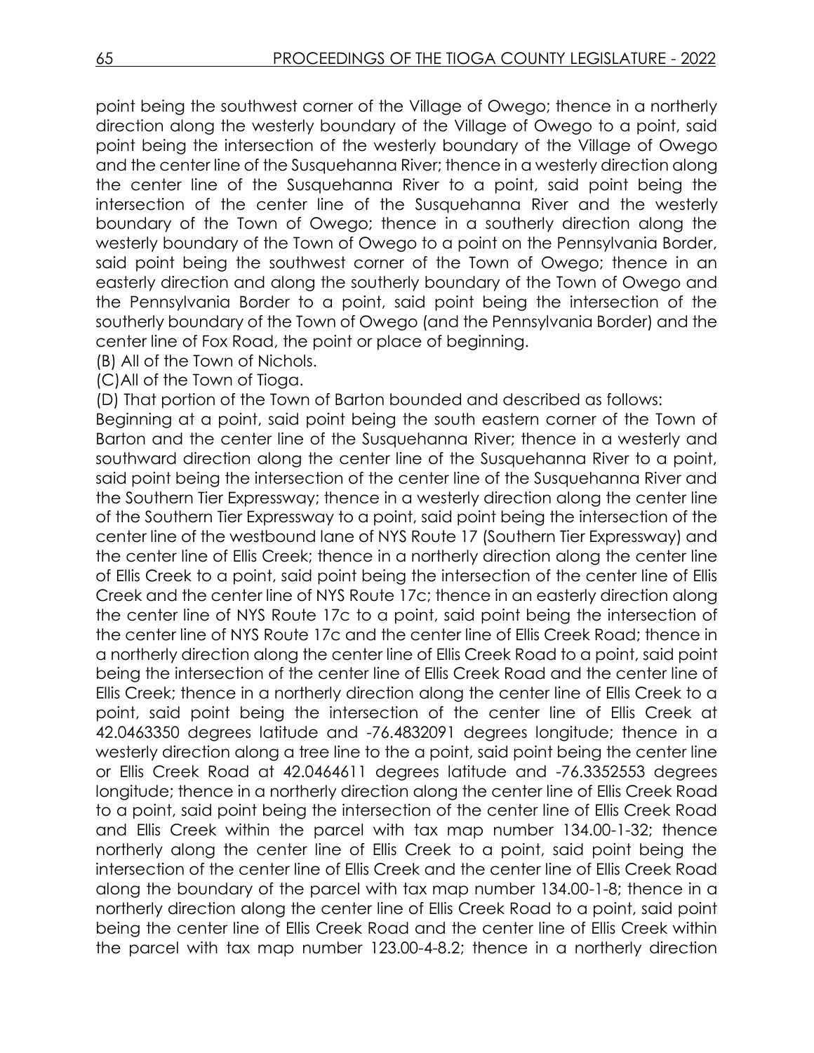point being the southwest corner of the Village of Owego; thence in a northerly direction along the westerly boundary of the Village of Owego to a point, said point being the intersection of the westerly boundary of the Village of Owego and the center line of the Susquehanna River; thence in a westerly direction along the center line of the Susquehanna River to a point, said point being the intersection of the center line of the Susquehanna River and the westerly boundary of the Town of Owego; thence in a southerly direction along the westerly boundary of the Town of Owego to a point on the Pennsylvania Border, said point being the southwest corner of the Town of Owego; thence in an easterly direction and along the southerly boundary of the Town of Owego and the Pennsylvania Border to a point, said point being the intersection of the southerly boundary of the Town of Owego (and the Pennsylvania Border) and the center line of Fox Road, the point or place of beginning.

(B) All of the Town of Nichols.

(C)All of the Town of Tioga.

(D) That portion of the Town of Barton bounded and described as follows:

Beginning at a point, said point being the south eastern corner of the Town of Barton and the center line of the Susquehanna River; thence in a westerly and southward direction along the center line of the Susquehanna River to a point, said point being the intersection of the center line of the Susquehanna River and the Southern Tier Expressway; thence in a westerly direction along the center line of the Southern Tier Expressway to a point, said point being the intersection of the center line of the westbound lane of NYS Route 17 (Southern Tier Expressway) and the center line of Ellis Creek; thence in a northerly direction along the center line of Ellis Creek to a point, said point being the intersection of the center line of Ellis Creek and the center line of NYS Route 17c; thence in an easterly direction along the center line of NYS Route 17c to a point, said point being the intersection of the center line of NYS Route 17c and the center line of Ellis Creek Road; thence in a northerly direction along the center line of Ellis Creek Road to a point, said point being the intersection of the center line of Ellis Creek Road and the center line of Ellis Creek; thence in a northerly direction along the center line of Ellis Creek to a point, said point being the intersection of the center line of Ellis Creek at 42.0463350 degrees latitude and -76.4832091 degrees longitude; thence in a westerly direction along a tree line to the a point, said point being the center line or Ellis Creek Road at 42.0464611 degrees latitude and -76.3352553 degrees longitude; thence in a northerly direction along the center line of Ellis Creek Road to a point, said point being the intersection of the center line of Ellis Creek Road and Ellis Creek within the parcel with tax map number 134.00-1-32; thence northerly along the center line of Ellis Creek to a point, said point being the intersection of the center line of Ellis Creek and the center line of Ellis Creek Road along the boundary of the parcel with tax map number 134.00-1-8; thence in a northerly direction along the center line of Ellis Creek Road to a point, said point being the center line of Ellis Creek Road and the center line of Ellis Creek within the parcel with tax map number 123.00-4-8.2; thence in a northerly direction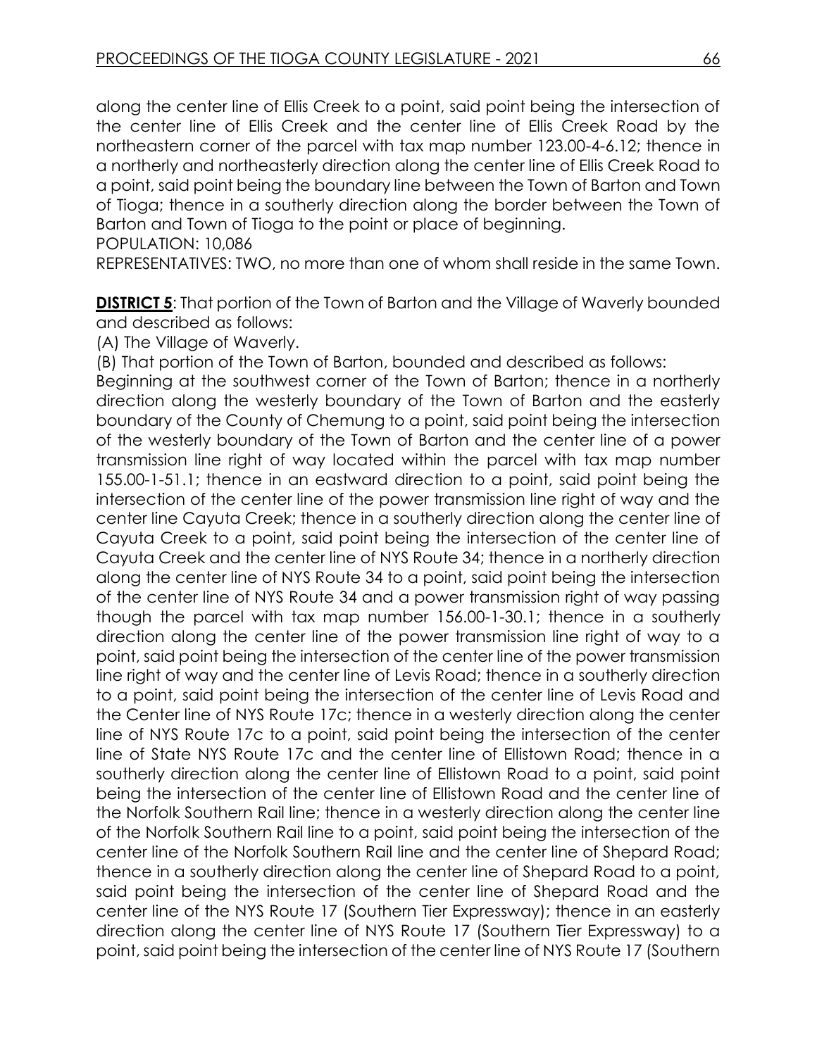along the center line of Ellis Creek to a point, said point being the intersection of the center line of Ellis Creek and the center line of Ellis Creek Road by the northeastern corner of the parcel with tax map number 123.00-4-6.12; thence in a northerly and northeasterly direction along the center line of Ellis Creek Road to a point, said point being the boundary line between the Town of Barton and Town of Tioga; thence in a southerly direction along the border between the Town of Barton and Town of Tioga to the point or place of beginning.
POPULATION: 10,086
REPRESENTATIVES: TWO, no more than one of whom shall reside in the same Town.

**DISTRICT 5**: That portion of the Town of Barton and the Village of Waverly bounded and described as follows:
(A) The Village of Waverly.
(B) That portion of the Town of Barton, bounded and described as follows:
Beginning at the southwest corner of the Town of Barton; thence in a northerly direction along the westerly boundary of the Town of Barton and the easterly boundary of the County of Chemung to a point, said point being the intersection of the westerly boundary of the Town of Barton and the center line of a power transmission line right of way located within the parcel with tax map number 155.00-1-51.1; thence in an eastward direction to a point, said point being the intersection of the center line of the power transmission line right of way and the center line Cayuta Creek; thence in a southerly direction along the center line of Cayuta Creek to a point, said point being the intersection of the center line of Cayuta Creek and the center line of NYS Route 34; thence in a northerly direction along the center line of NYS Route 34 to a point, said point being the intersection of the center line of NYS Route 34 and a power transmission right of way passing though the parcel with tax map number 156.00-1-30.1; thence in a southerly direction along the center line of the power transmission line right of way to a point, said point being the intersection of the center line of the power transmission line right of way and the center line of Levis Road; thence in a southerly direction to a point, said point being the intersection of the center line of Levis Road and the Center line of NYS Route 17c; thence in a westerly direction along the center line of NYS Route 17c to a point, said point being the intersection of the center line of State NYS Route 17c and the center line of Ellistown Road; thence in a southerly direction along the center line of Ellistown Road to a point, said point being the intersection of the center line of Ellistown Road and the center line of the Norfolk Southern Rail line; thence in a westerly direction along the center line of the Norfolk Southern Rail line to a point, said point being the intersection of the center line of the Norfolk Southern Rail line and the center line of Shepard Road; thence in a southerly direction along the center line of Shepard Road to a point, said point being the intersection of the center line of Shepard Road and the center line of the NYS Route 17 (Southern Tier Expressway); thence in an easterly direction along the center line of NYS Route 17 (Southern Tier Expressway) to a point, said point being the intersection of the center line of NYS Route 17 (Southern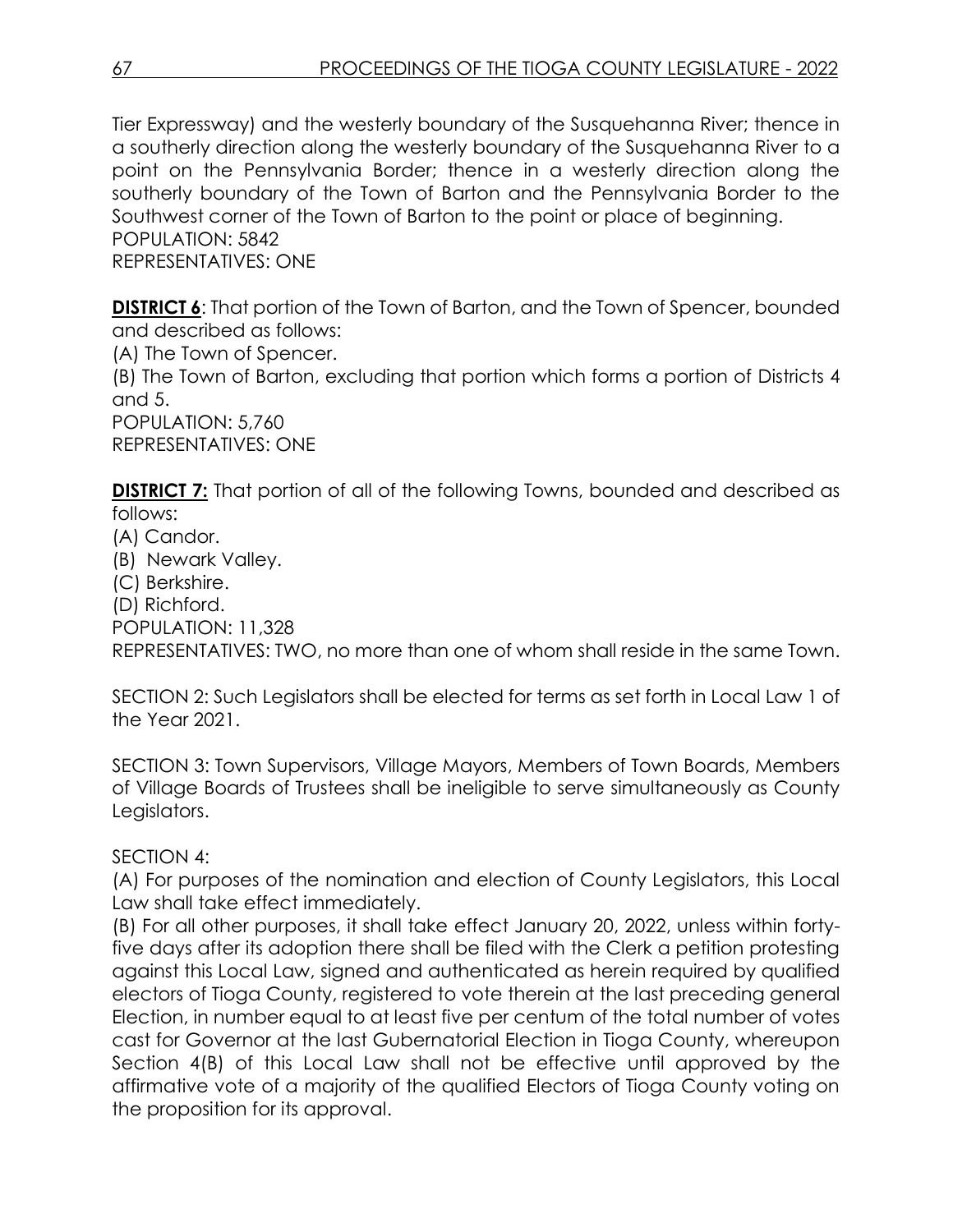Tier Expressway) and the westerly boundary of the Susquehanna River; thence in a southerly direction along the westerly boundary of the Susquehanna River to a point on the Pennsylvania Border; thence in a westerly direction along the southerly boundary of the Town of Barton and the Pennsylvania Border to the Southwest corner of the Town of Barton to the point or place of beginning.
POPULATION: 5842
REPRESENTATIVES: ONE

**DISTRICT 6**: That portion of the Town of Barton, and the Town of Spencer, bounded and described as follows:
(A) The Town of Spencer.
(B) The Town of Barton, excluding that portion which forms a portion of Districts 4 and 5.
POPULATION: 5,760
REPRESENTATIVES: ONE

**DISTRICT 7:** That portion of all of the following Towns, bounded and described as follows:
(A) Candor.
(B) Newark Valley.
(C) Berkshire.
(D) Richford.
POPULATION: 11,328
REPRESENTATIVES: TWO, no more than one of whom shall reside in the same Town.

SECTION 2: Such Legislators shall be elected for terms as set forth in Local Law 1 of the Year 2021.

SECTION 3: Town Supervisors, Village Mayors, Members of Town Boards, Members of Village Boards of Trustees shall be ineligible to serve simultaneously as County Legislators.

SECTION 4:
(A) For purposes of the nomination and election of County Legislators, this Local Law shall take effect immediately.
(B) For all other purposes, it shall take effect January 20, 2022, unless within forty-five days after its adoption there shall be filed with the Clerk a petition protesting against this Local Law, signed and authenticated as herein required by qualified electors of Tioga County, registered to vote therein at the last preceding general Election, in number equal to at least five per centum of the total number of votes cast for Governor at the last Gubernatorial Election in Tioga County, whereupon Section 4(B) of this Local Law shall not be effective until approved by the affirmative vote of a majority of the qualified Electors of Tioga County voting on the proposition for its approval.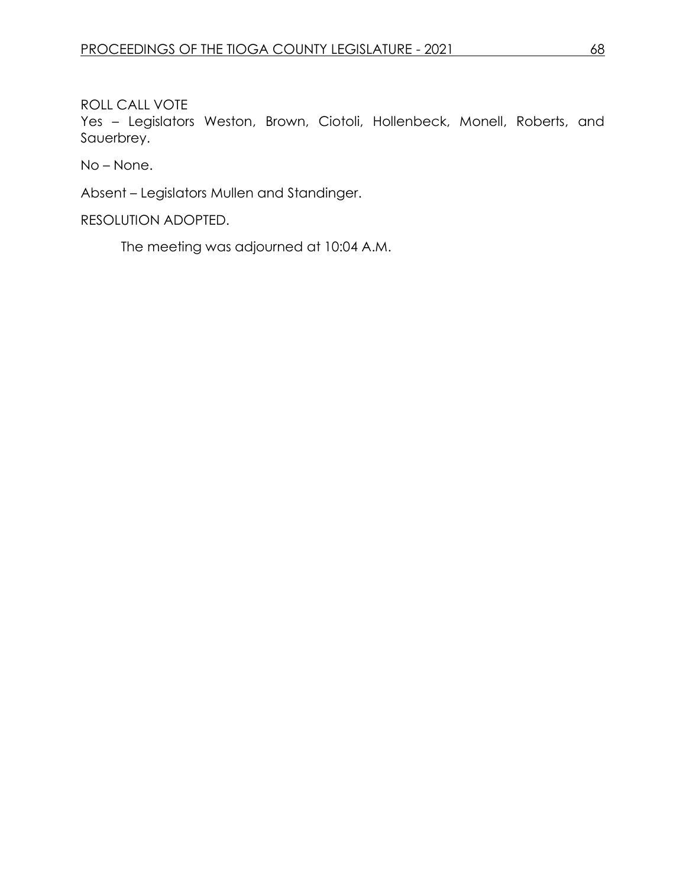ROLL CALL VOTE

Yes – Legislators Weston, Brown, Ciotoli, Hollenbeck, Monell, Roberts, and Sauerbrey.

No – None.

Absent – Legislators Mullen and Standinger.

RESOLUTION ADOPTED.

The meeting was adjourned at 10:04 A.M.